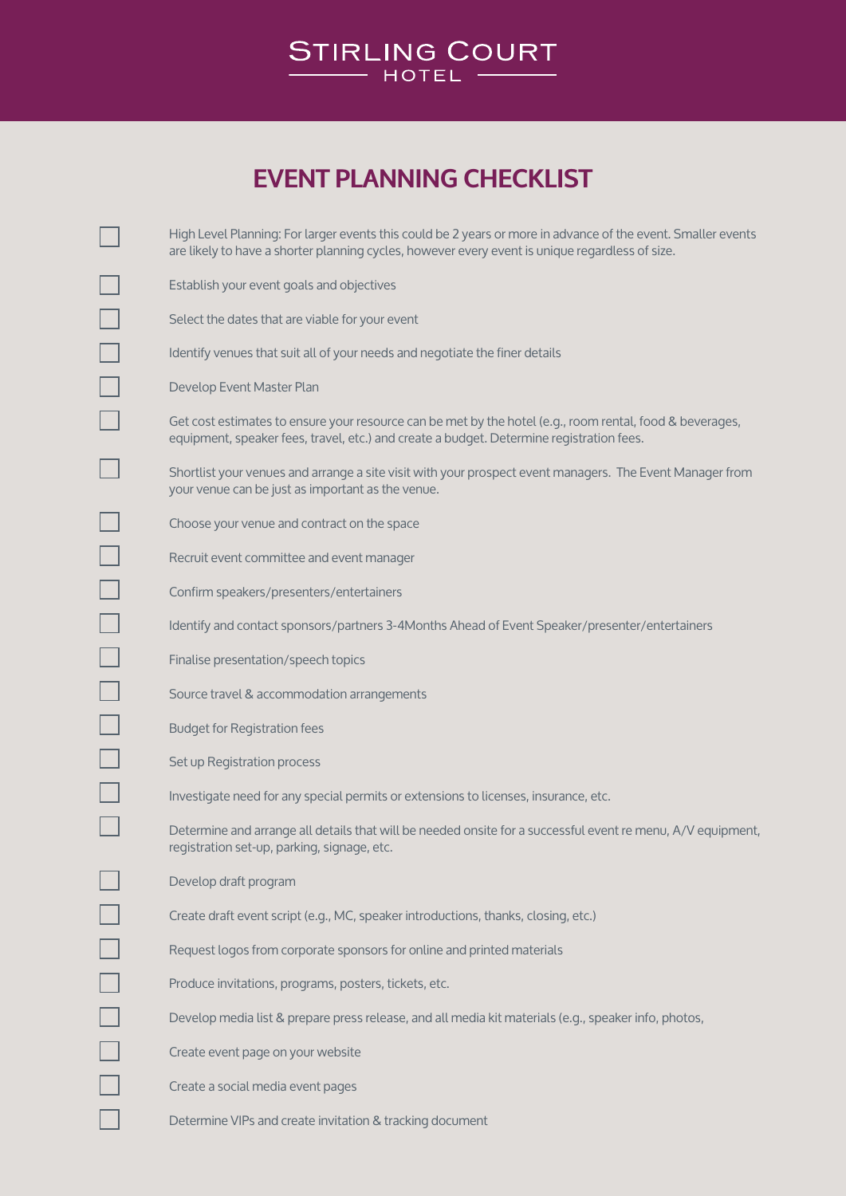# STIRLING COURT HOTEL

## EVENT PLANNING CHECKLIST

- [ ] High Level Planning: For larger events this could be 2 years or more in advance of the event. Smaller events are likely to have a shorter planning cycles, however every event is unique regardless of size.
- [ ] Establish your event goals and objectives
- [ ] Select the dates that are viable for your event
- [ ] Identify venues that suit all of your needs and negotiate the finer details
- [ ] Develop Event Master Plan
- [ ] Get cost estimates to ensure your resource can be met by the hotel (e.g., room rental, food & beverages, equipment, speaker fees, travel, etc.) and create a budget. Determine registration fees.
- [ ] Shortlist your venues and arrange a site visit with your prospect event managers. The Event Manager from your venue can be just as important as the venue.
- [ ] Choose your venue and contract on the space
- [ ] Recruit event committee and event manager
- [ ] Confirm speakers/presenters/entertainers
- [ ] Identify and contact sponsors/partners 3-4Months Ahead of Event Speaker/presenter/entertainers
- [ ] Finalise presentation/speech topics
- [ ] Source travel & accommodation arrangements
- [ ] Budget for Registration fees
- [ ] Set up Registration process
- [ ] Investigate need for any special permits or extensions to licenses, insurance, etc.
- [ ] Determine and arrange all details that will be needed onsite for a successful event re menu, A/V equipment, registration set-up, parking, signage, etc.
- [ ] Develop draft program
- [ ] Create draft event script (e.g., MC, speaker introductions, thanks, closing, etc.)
- [ ] Request logos from corporate sponsors for online and printed materials
- [ ] Produce invitations, programs, posters, tickets, etc.
- [ ] Develop media list & prepare press release, and all media kit materials (e.g., speaker info, photos,
- [ ] Create event page on your website
- [ ] Create a social media event pages
- [ ] Determine VIPs and create invitation & tracking document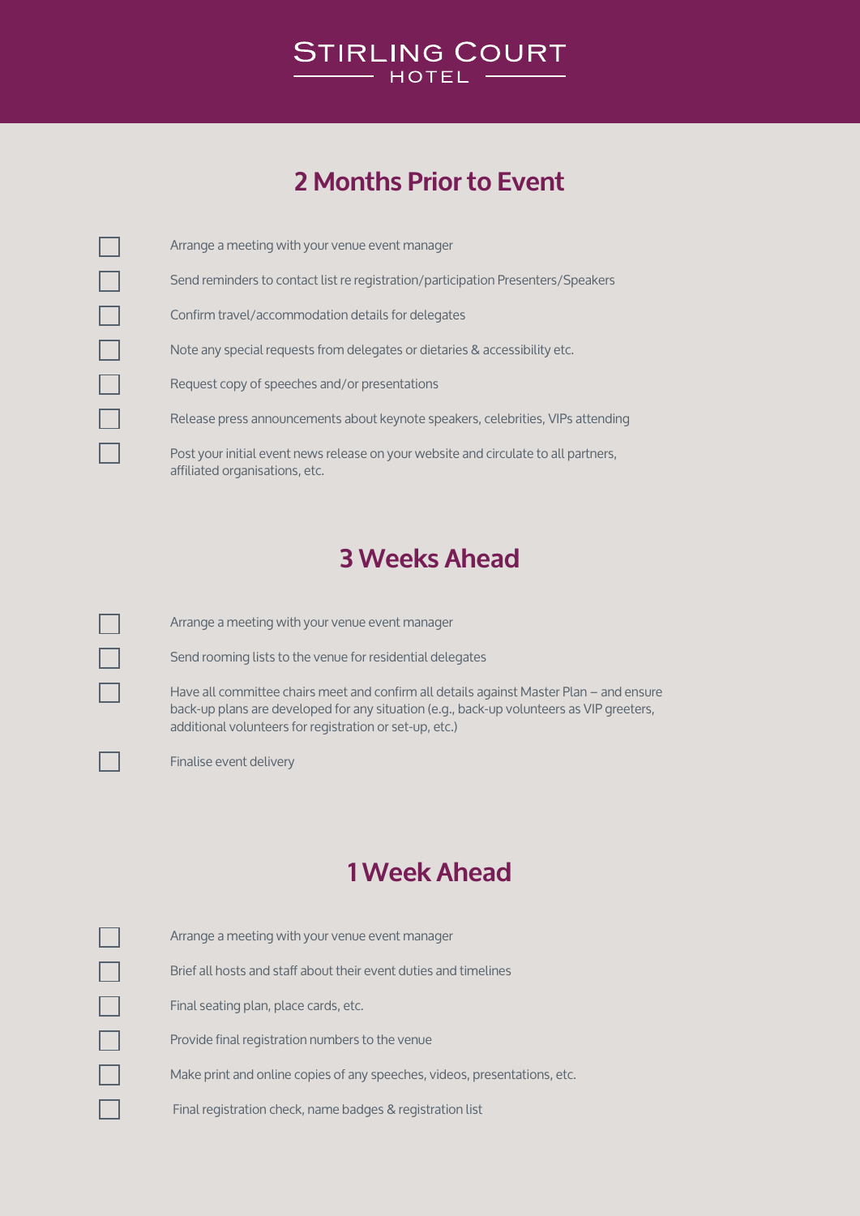# Stirling Court Hotel

## 2 Months Prior to Event

- [ ] Arrange a meeting with your venue event manager
- [ ] Send reminders to contact list re registration/participation Presenters/Speakers
- [ ] Confirm travel/accommodation details for delegates
- [ ] Note any special requests from delegates or dietaries & accessibility etc.
- [ ] Request copy of speeches and/or presentations
- [ ] Release press announcements about keynote speakers, celebrities, VIPs attending
- [ ] Post your initial event news release on your website and circulate to all partners, affiliated organisations, etc.

## 3 Weeks Ahead

- [ ] Arrange a meeting with your venue event manager
- [ ] Send rooming lists to the venue for residential delegates
- [ ] Have all committee chairs meet and confirm all details against Master Plan – and ensure back-up plans are developed for any situation (e.g., back-up volunteers as VIP greeters, additional volunteers for registration or set-up, etc.)
- [ ] Finalise event delivery

## 1 Week Ahead

- [ ] Arrange a meeting with your venue event manager
- [ ] Brief all hosts and staff about their event duties and timelines
- [ ] Final seating plan, place cards, etc.
- [ ] Provide final registration numbers to the venue
- [ ] Make print and online copies of any speeches, videos, presentations, etc.
- [ ] Final registration check, name badges & registration list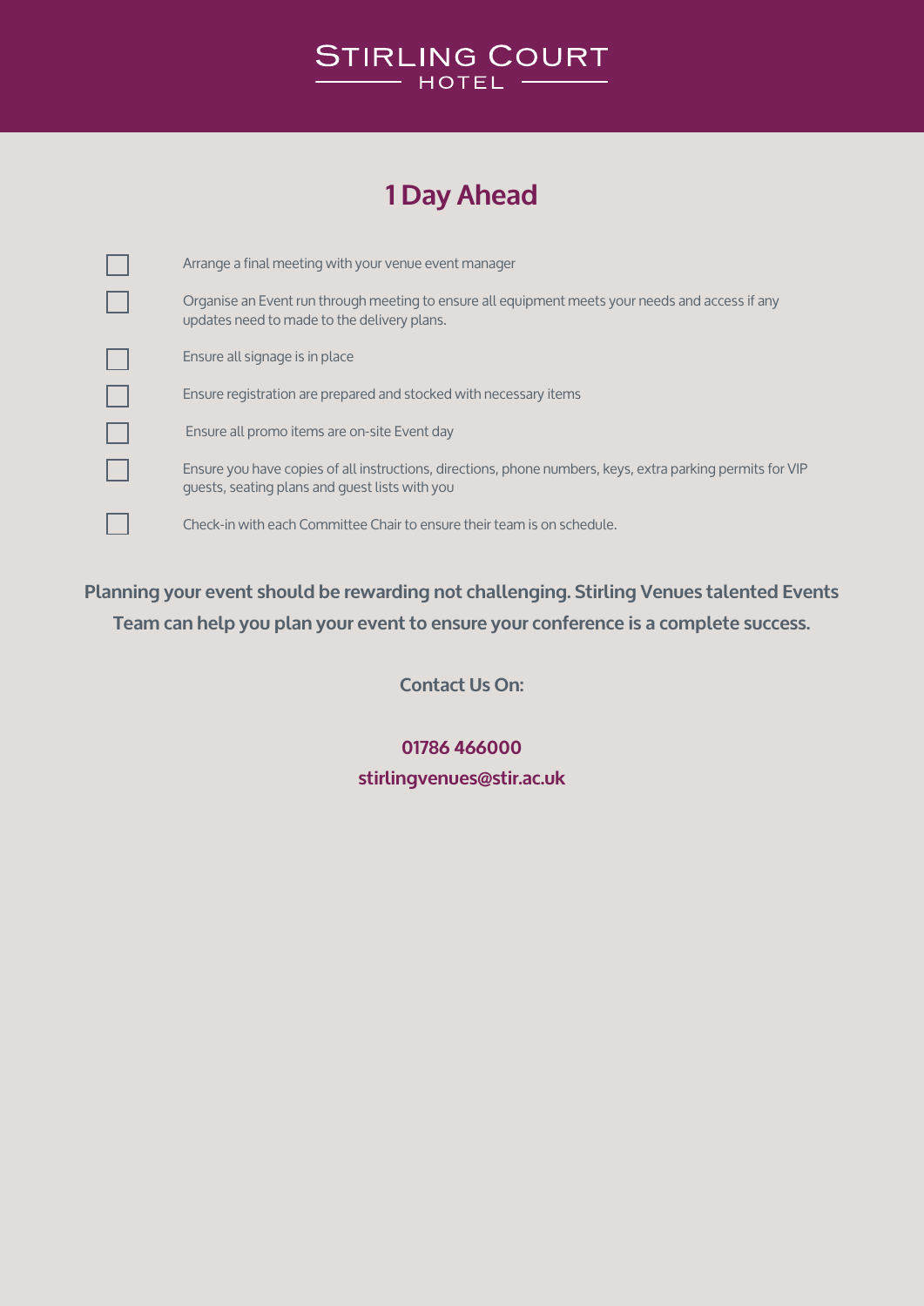# STIRLING COURT HOTEL

## 1 Day Ahead

- [ ] Arrange a final meeting with your venue event manager
- [ ] Organise an Event run through meeting to ensure all equipment meets your needs and access if any updates need to made to the delivery plans.
- [ ] Ensure all signage is in place
- [ ] Ensure registration are prepared and stocked with necessary items
- [ ] Ensure all promo items are on-site Event day
- [ ] Ensure you have copies of all instructions, directions, phone numbers, keys, extra parking permits for VIP guests, seating plans and guest lists with you
- [ ] Check-in with each Committee Chair to ensure their team is on schedule.

**Planning your event should be rewarding not challenging. Stirling Venues talented Events Team can help you plan your event to ensure your conference is a complete success.**

**Contact Us On:**

**01786 466000**

**stirlingvenues@stir.ac.uk**